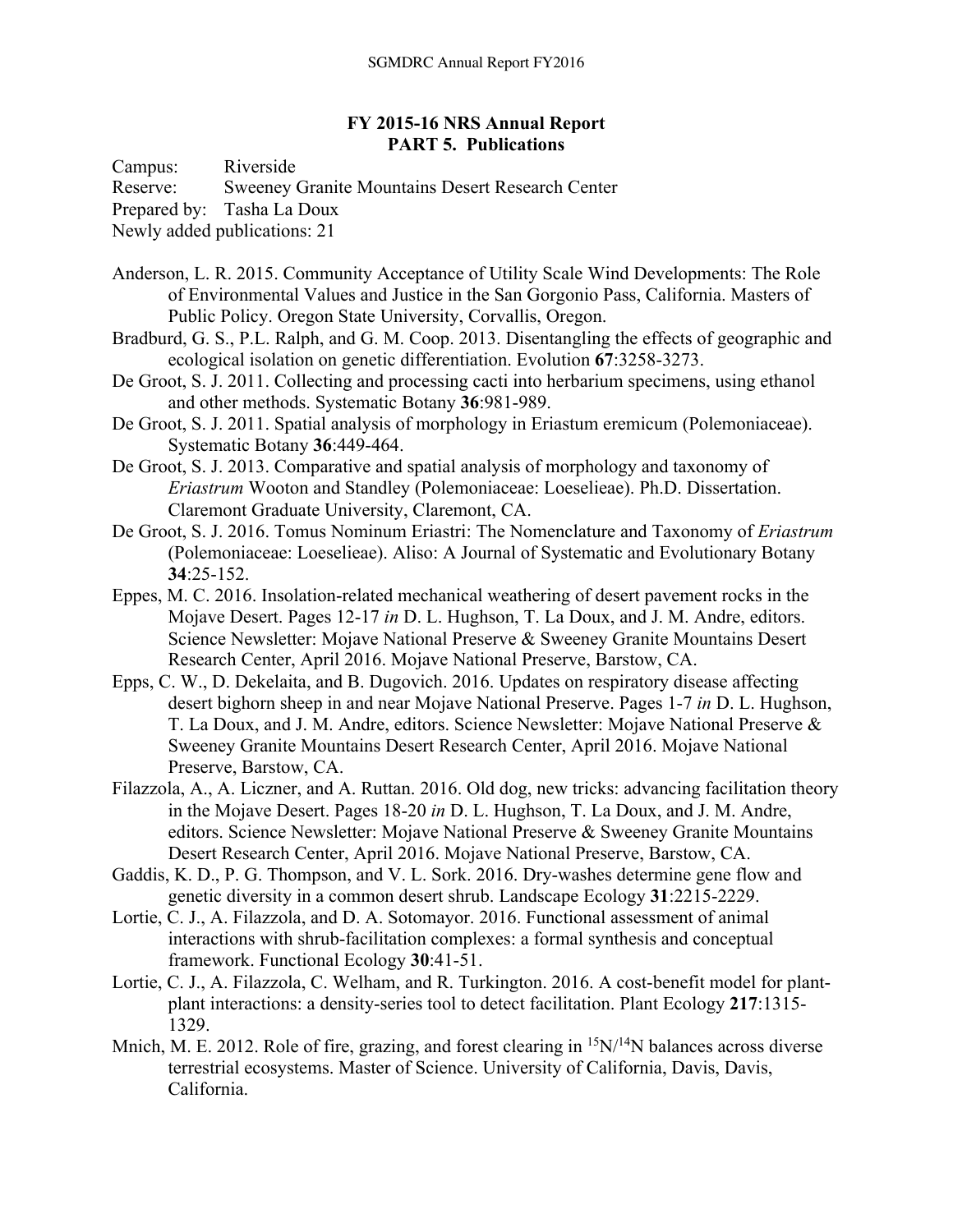## FY 2015-16 NRS Annual Report
## PART 5. Publications

Campus: Riverside
Reserve: Sweeney Granite Mountains Desert Research Center
Prepared by: Tasha La Doux
Newly added publications: 21

Anderson, L. R. 2015. Community Acceptance of Utility Scale Wind Developments: The Role of Environmental Values and Justice in the San Gorgonio Pass, California. Masters of Public Policy. Oregon State University, Corvallis, Oregon.

Bradburd, G. S., P.L. Ralph, and G. M. Coop. 2013. Disentangling the effects of geographic and ecological isolation on genetic differentiation. Evolution **67**:3258-3273.

De Groot, S. J. 2011. Collecting and processing cacti into herbarium specimens, using ethanol and other methods. Systematic Botany **36**:981-989.

De Groot, S. J. 2011. Spatial analysis of morphology in Eriastum eremicum (Polemoniaceae). Systematic Botany **36**:449-464.

De Groot, S. J. 2013. Comparative and spatial analysis of morphology and taxonomy of *Eriastrum* Wooton and Standley (Polemoniaceae: Loeselieae). Ph.D. Dissertation. Claremont Graduate University, Claremont, CA.

De Groot, S. J. 2016. Tomus Nominum Eriastri: The Nomenclature and Taxonomy of *Eriastrum* (Polemoniaceae: Loeselieae). Aliso: A Journal of Systematic and Evolutionary Botany **34**:25-152.

Eppes, M. C. 2016. Insolation-related mechanical weathering of desert pavement rocks in the Mojave Desert. Pages 12-17 *in* D. L. Hughson, T. La Doux, and J. M. Andre, editors. Science Newsletter: Mojave National Preserve & Sweeney Granite Mountains Desert Research Center, April 2016. Mojave National Preserve, Barstow, CA.

Epps, C. W., D. Dekelaita, and B. Dugovich. 2016. Updates on respiratory disease affecting desert bighorn sheep in and near Mojave National Preserve. Pages 1-7 *in* D. L. Hughson, T. La Doux, and J. M. Andre, editors. Science Newsletter: Mojave National Preserve & Sweeney Granite Mountains Desert Research Center, April 2016. Mojave National Preserve, Barstow, CA.

Filazzola, A., A. Liczner, and A. Ruttan. 2016. Old dog, new tricks: advancing facilitation theory in the Mojave Desert. Pages 18-20 *in* D. L. Hughson, T. La Doux, and J. M. Andre, editors. Science Newsletter: Mojave National Preserve & Sweeney Granite Mountains Desert Research Center, April 2016. Mojave National Preserve, Barstow, CA.

Gaddis, K. D., P. G. Thompson, and V. L. Sork. 2016. Dry-washes determine gene flow and genetic diversity in a common desert shrub. Landscape Ecology **31**:2215-2229.

Lortie, C. J., A. Filazzola, and D. A. Sotomayor. 2016. Functional assessment of animal interactions with shrub-facilitation complexes: a formal synthesis and conceptual framework. Functional Ecology **30**:41-51.

Lortie, C. J., A. Filazzola, C. Welham, and R. Turkington. 2016. A cost-benefit model for plant-plant interactions: a density-series tool to detect facilitation. Plant Ecology **217**:1315-1329.

Mnich, M. E. 2012. Role of fire, grazing, and forest clearing in $^{15}N/^{14}N$ balances across diverse terrestrial ecosystems. Master of Science. University of California, Davis, Davis, California.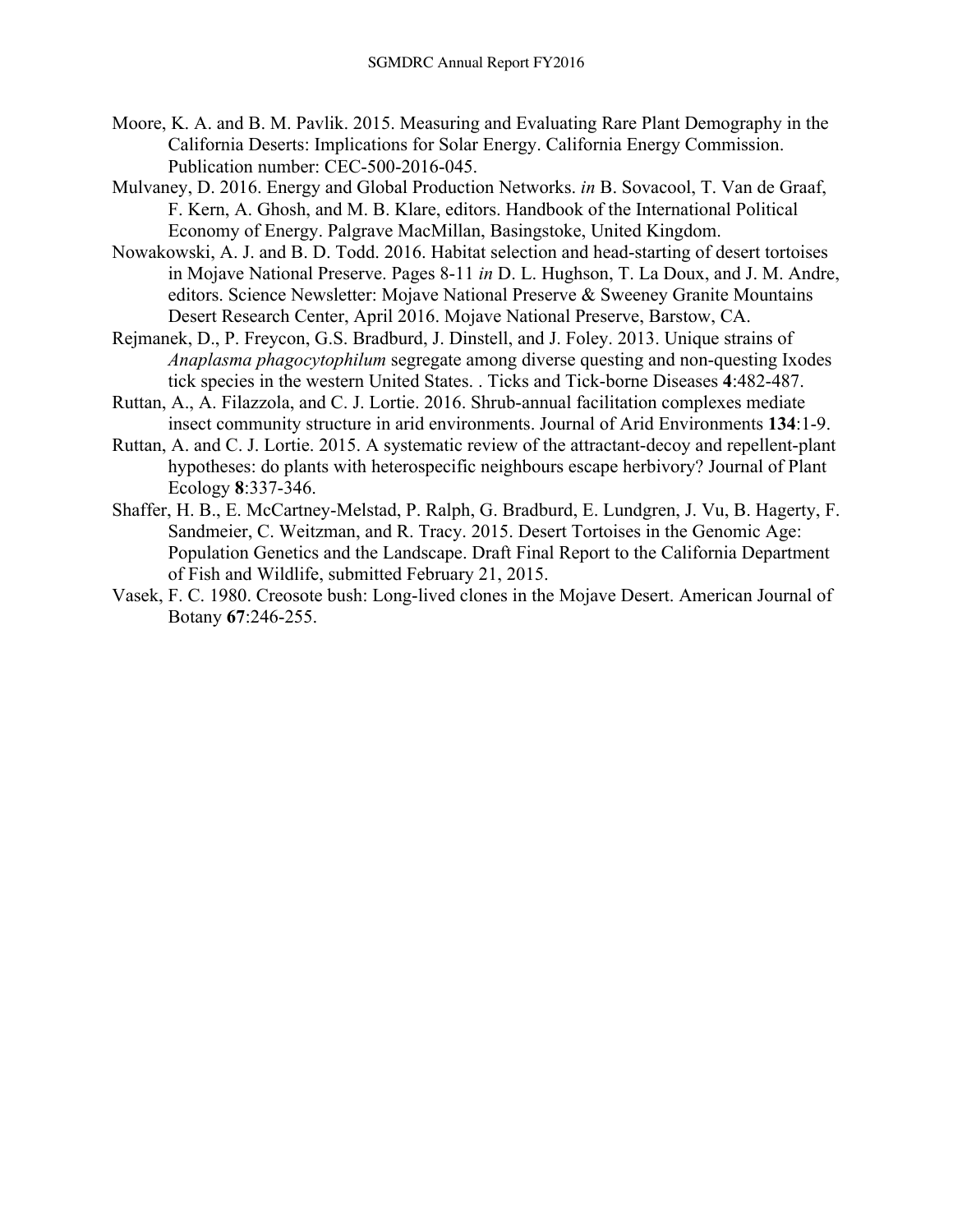Moore, K. A. and B. M. Pavlik. 2015. Measuring and Evaluating Rare Plant Demography in the California Deserts: Implications for Solar Energy. California Energy Commission. Publication number: CEC-500-2016-045.

Mulvaney, D. 2016. Energy and Global Production Networks. *in* B. Sovacool, T. Van de Graaf, F. Kern, A. Ghosh, and M. B. Klare, editors. Handbook of the International Political Economy of Energy. Palgrave MacMillan, Basingstoke, United Kingdom.

Nowakowski, A. J. and B. D. Todd. 2016. Habitat selection and head-starting of desert tortoises in Mojave National Preserve. Pages 8-11 *in* D. L. Hughson, T. La Doux, and J. M. Andre, editors. Science Newsletter: Mojave National Preserve & Sweeney Granite Mountains Desert Research Center, April 2016. Mojave National Preserve, Barstow, CA.

Rejmanek, D., P. Freycon, G.S. Bradburd, J. Dinstell, and J. Foley. 2013. Unique strains of *Anaplasma phagocytophilum* segregate among diverse questing and non-questing Ixodes tick species in the western United States. . Ticks and Tick-borne Diseases **4**:482-487.

Ruttan, A., A. Filazzola, and C. J. Lortie. 2016. Shrub-annual facilitation complexes mediate insect community structure in arid environments. Journal of Arid Environments **134**:1-9.

Ruttan, A. and C. J. Lortie. 2015. A systematic review of the attractant-decoy and repellent-plant hypotheses: do plants with heterospecific neighbours escape herbivory? Journal of Plant Ecology **8**:337-346.

Shaffer, H. B., E. McCartney-Melstad, P. Ralph, G. Bradburd, E. Lundgren, J. Vu, B. Hagerty, F. Sandmeier, C. Weitzman, and R. Tracy. 2015. Desert Tortoises in the Genomic Age: Population Genetics and the Landscape. Draft Final Report to the California Department of Fish and Wildlife, submitted February 21, 2015.

Vasek, F. C. 1980. Creosote bush: Long-lived clones in the Mojave Desert. American Journal of Botany **67**:246-255.